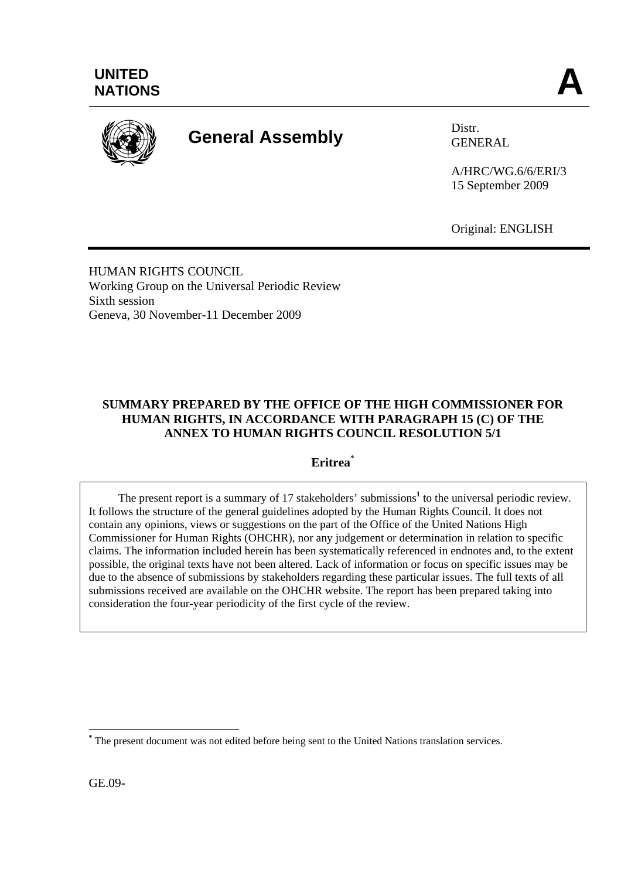**UNITED NATIONS**

**A**

# General Assembly

Distr.
GENERAL

A/HRC/WG.6/6/ERI/3
15 September 2009

Original: ENGLISH

HUMAN RIGHTS COUNCIL
Working Group on the Universal Periodic Review
Sixth session
Geneva, 30 November-11 December 2009

## SUMMARY PREPARED BY THE OFFICE OF THE HIGH COMMISSIONER FOR HUMAN RIGHTS, IN ACCORDANCE WITH PARAGRAPH 15 (C) OF THE ANNEX TO HUMAN RIGHTS COUNCIL RESOLUTION 5/1

### Eritrea*

The present report is a summary of 17 stakeholders' submissions[1] to the universal periodic review. It follows the structure of the general guidelines adopted by the Human Rights Council. It does not contain any opinions, views or suggestions on the part of the Office of the United Nations High Commissioner for Human Rights (OHCHR), nor any judgement or determination in relation to specific claims. The information included herein has been systematically referenced in endnotes and, to the extent possible, the original texts have not been altered. Lack of information or focus on specific issues may be due to the absence of submissions by stakeholders regarding these particular issues. The full texts of all submissions received are available on the OHCHR website. The report has been prepared taking into consideration the four-year periodicity of the first cycle of the review.

---

* The present document was not edited before being sent to the United Nations translation services.

GE.09-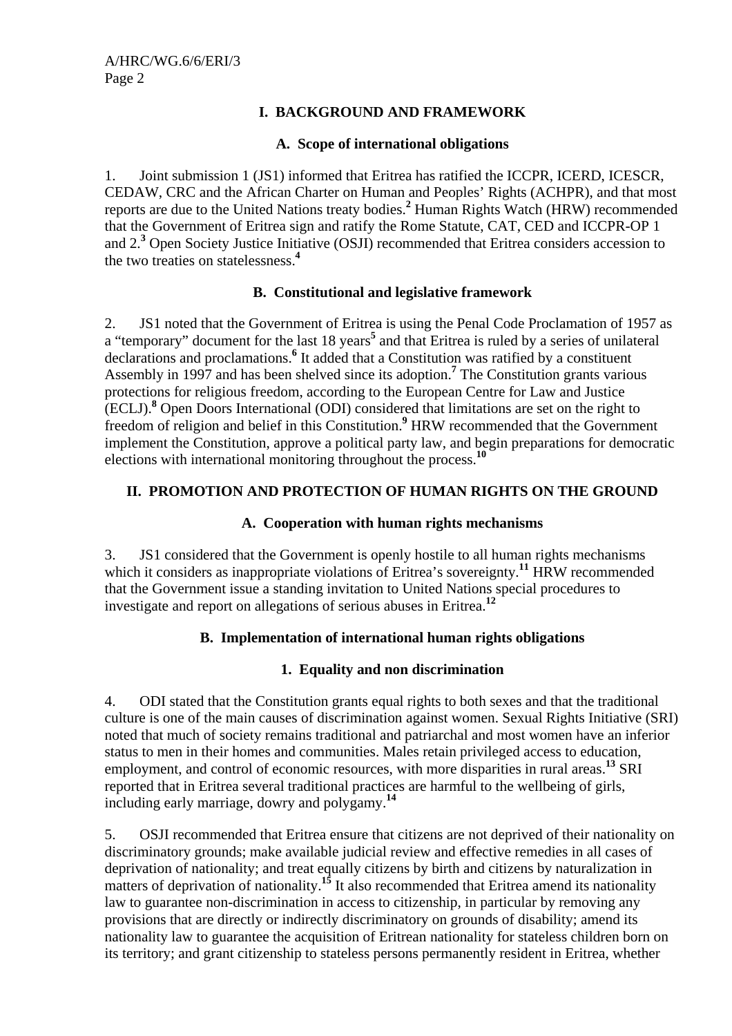## I. BACKGROUND AND FRAMEWORK

### A. Scope of international obligations

1. Joint submission 1 (JS1) informed that Eritrea has ratified the ICCPR, ICERD, ICESCR, CEDAW, CRC and the African Charter on Human and Peoples' Rights (ACHPR), and that most reports are due to the United Nations treaty bodies.[2] Human Rights Watch (HRW) recommended that the Government of Eritrea sign and ratify the Rome Statute, CAT, CED and ICCPR-OP 1 and 2.[3] Open Society Justice Initiative (OSJI) recommended that Eritrea considers accession to the two treaties on statelessness.[4]

### B. Constitutional and legislative framework

2. JS1 noted that the Government of Eritrea is using the Penal Code Proclamation of 1957 as a "temporary" document for the last 18 years[5] and that Eritrea is ruled by a series of unilateral declarations and proclamations.[6] It added that a Constitution was ratified by a constituent Assembly in 1997 and has been shelved since its adoption.[7] The Constitution grants various protections for religious freedom, according to the European Centre for Law and Justice (ECLJ).[8] Open Doors International (ODI) considered that limitations are set on the right to freedom of religion and belief in this Constitution.[9] HRW recommended that the Government implement the Constitution, approve a political party law, and begin preparations for democratic elections with international monitoring throughout the process.[10]

## II. PROMOTION AND PROTECTION OF HUMAN RIGHTS ON THE GROUND

### A. Cooperation with human rights mechanisms

3. JS1 considered that the Government is openly hostile to all human rights mechanisms which it considers as inappropriate violations of Eritrea's sovereignty.[11] HRW recommended that the Government issue a standing invitation to United Nations special procedures to investigate and report on allegations of serious abuses in Eritrea.[12]

### B. Implementation of international human rights obligations

#### 1. Equality and non discrimination

4. ODI stated that the Constitution grants equal rights to both sexes and that the traditional culture is one of the main causes of discrimination against women. Sexual Rights Initiative (SRI) noted that much of society remains traditional and patriarchal and most women have an inferior status to men in their homes and communities. Males retain privileged access to education, employment, and control of economic resources, with more disparities in rural areas.[13] SRI reported that in Eritrea several traditional practices are harmful to the wellbeing of girls, including early marriage, dowry and polygamy.[14]

5. OSJI recommended that Eritrea ensure that citizens are not deprived of their nationality on discriminatory grounds; make available judicial review and effective remedies in all cases of deprivation of nationality; and treat equally citizens by birth and citizens by naturalization in matters of deprivation of nationality.[15] It also recommended that Eritrea amend its nationality law to guarantee non-discrimination in access to citizenship, in particular by removing any provisions that are directly or indirectly discriminatory on grounds of disability; amend its nationality law to guarantee the acquisition of Eritrean nationality for stateless children born on its territory; and grant citizenship to stateless persons permanently resident in Eritrea, whether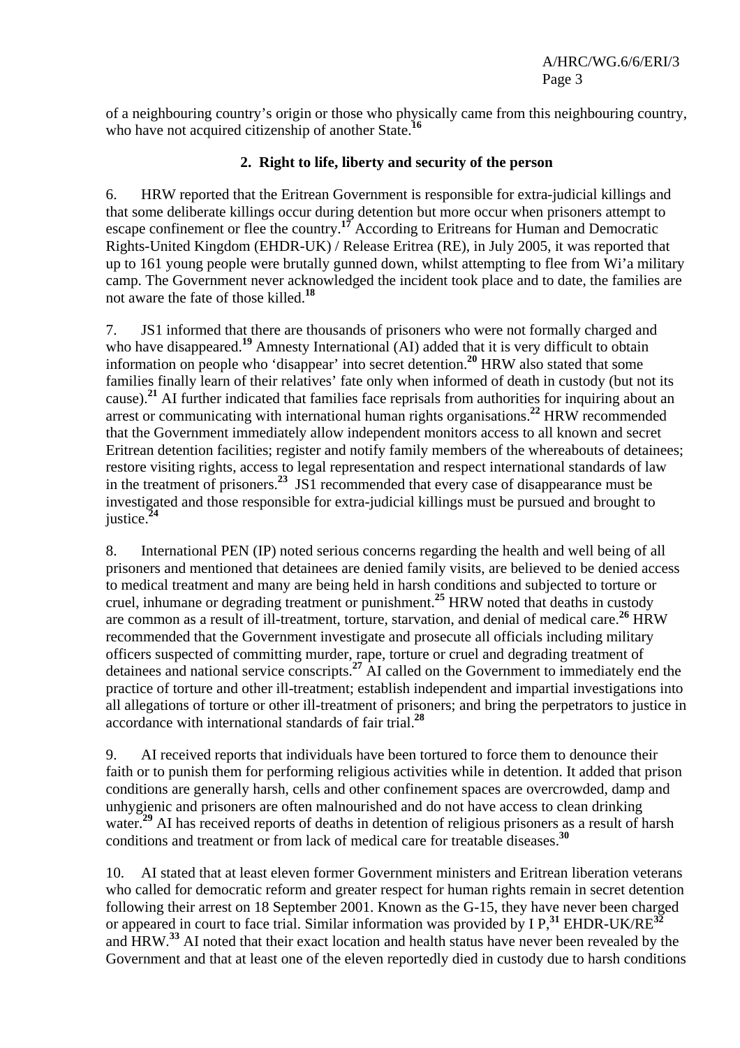of a neighbouring country's origin or those who physically came from this neighbouring country, who have not acquired citizenship of another State.[16]

### 2. Right to life, liberty and security of the person

6. HRW reported that the Eritrean Government is responsible for extra-judicial killings and that some deliberate killings occur during detention but more occur when prisoners attempt to escape confinement or flee the country.[17] According to Eritreans for Human and Democratic Rights-United Kingdom (EHDR-UK) / Release Eritrea (RE), in July 2005, it was reported that up to 161 young people were brutally gunned down, whilst attempting to flee from Wi'a military camp. The Government never acknowledged the incident took place and to date, the families are not aware the fate of those killed.[18]

7. JS1 informed that there are thousands of prisoners who were not formally charged and who have disappeared.[19] Amnesty International (AI) added that it is very difficult to obtain information on people who 'disappear' into secret detention.[20] HRW also stated that some families finally learn of their relatives' fate only when informed of death in custody (but not its cause).[21] AI further indicated that families face reprisals from authorities for inquiring about an arrest or communicating with international human rights organisations.[22] HRW recommended that the Government immediately allow independent monitors access to all known and secret Eritrean detention facilities; register and notify family members of the whereabouts of detainees; restore visiting rights, access to legal representation and respect international standards of law in the treatment of prisoners.[23] JS1 recommended that every case of disappearance must be investigated and those responsible for extra-judicial killings must be pursued and brought to justice.[24]

8. International PEN (IP) noted serious concerns regarding the health and well being of all prisoners and mentioned that detainees are denied family visits, are believed to be denied access to medical treatment and many are being held in harsh conditions and subjected to torture or cruel, inhumane or degrading treatment or punishment.[25] HRW noted that deaths in custody are common as a result of ill-treatment, torture, starvation, and denial of medical care.[26] HRW recommended that the Government investigate and prosecute all officials including military officers suspected of committing murder, rape, torture or cruel and degrading treatment of detainees and national service conscripts.[27] AI called on the Government to immediately end the practice of torture and other ill-treatment; establish independent and impartial investigations into all allegations of torture or other ill-treatment of prisoners; and bring the perpetrators to justice in accordance with international standards of fair trial.[28]

9. AI received reports that individuals have been tortured to force them to denounce their faith or to punish them for performing religious activities while in detention. It added that prison conditions are generally harsh, cells and other confinement spaces are overcrowded, damp and unhygienic and prisoners are often malnourished and do not have access to clean drinking water.[29] AI has received reports of deaths in detention of religious prisoners as a result of harsh conditions and treatment or from lack of medical care for treatable diseases.[30]

10. AI stated that at least eleven former Government ministers and Eritrean liberation veterans who called for democratic reform and greater respect for human rights remain in secret detention following their arrest on 18 September 2001. Known as the G-15, they have never been charged or appeared in court to face trial. Similar information was provided by I P,[31] EHDR-UK/RE[32] and HRW.[33] AI noted that their exact location and health status have never been revealed by the Government and that at least one of the eleven reportedly died in custody due to harsh conditions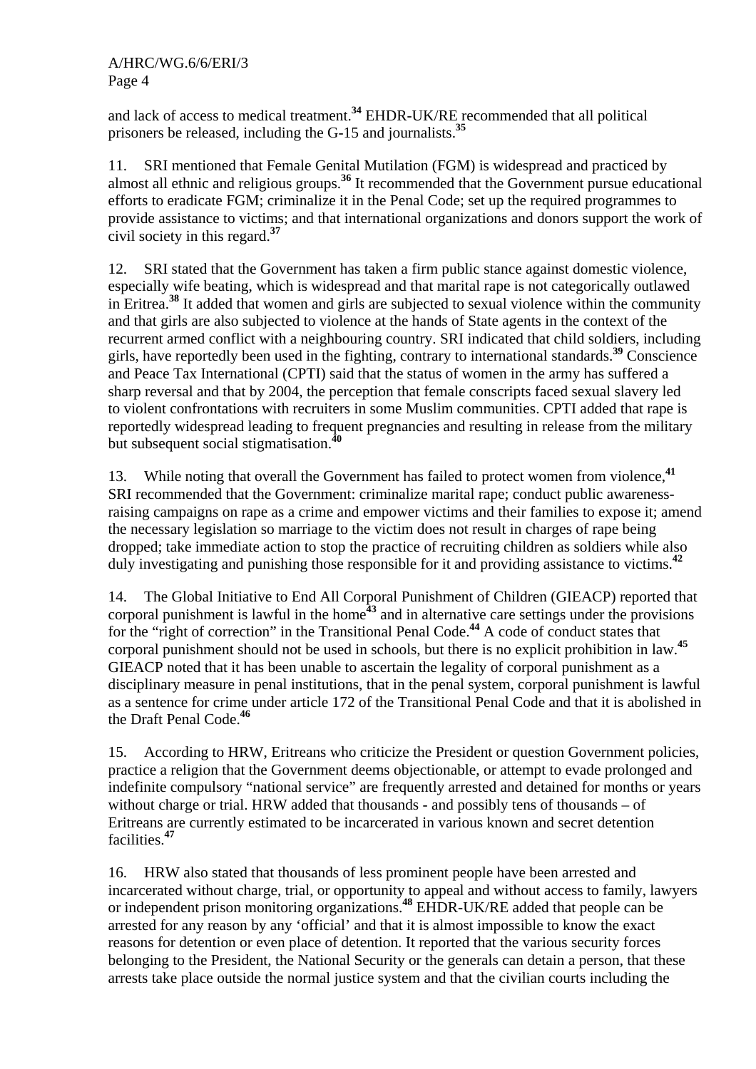and lack of access to medical treatment.[34] EHDR-UK/RE recommended that all political prisoners be released, including the G-15 and journalists.[35]

11. SRI mentioned that Female Genital Mutilation (FGM) is widespread and practiced by almost all ethnic and religious groups.[36] It recommended that the Government pursue educational efforts to eradicate FGM; criminalize it in the Penal Code; set up the required programmes to provide assistance to victims; and that international organizations and donors support the work of civil society in this regard.[37]

12. SRI stated that the Government has taken a firm public stance against domestic violence, especially wife beating, which is widespread and that marital rape is not categorically outlawed in Eritrea.[38] It added that women and girls are subjected to sexual violence within the community and that girls are also subjected to violence at the hands of State agents in the context of the recurrent armed conflict with a neighbouring country. SRI indicated that child soldiers, including girls, have reportedly been used in the fighting, contrary to international standards.[39] Conscience and Peace Tax International (CPTI) said that the status of women in the army has suffered a sharp reversal and that by 2004, the perception that female conscripts faced sexual slavery led to violent confrontations with recruiters in some Muslim communities. CPTI added that rape is reportedly widespread leading to frequent pregnancies and resulting in release from the military but subsequent social stigmatisation.[40]

13. While noting that overall the Government has failed to protect women from violence,[41] SRI recommended that the Government: criminalize marital rape; conduct public awareness-raising campaigns on rape as a crime and empower victims and their families to expose it; amend the necessary legislation so marriage to the victim does not result in charges of rape being dropped; take immediate action to stop the practice of recruiting children as soldiers while also duly investigating and punishing those responsible for it and providing assistance to victims.[42]

14. The Global Initiative to End All Corporal Punishment of Children (GIEACP) reported that corporal punishment is lawful in the home[43] and in alternative care settings under the provisions for the "right of correction" in the Transitional Penal Code.[44] A code of conduct states that corporal punishment should not be used in schools, but there is no explicit prohibition in law.[45] GIEACP noted that it has been unable to ascertain the legality of corporal punishment as a disciplinary measure in penal institutions, that in the penal system, corporal punishment is lawful as a sentence for crime under article 172 of the Transitional Penal Code and that it is abolished in the Draft Penal Code.[46]

15. According to HRW, Eritreans who criticize the President or question Government policies, practice a religion that the Government deems objectionable, or attempt to evade prolonged and indefinite compulsory "national service" are frequently arrested and detained for months or years without charge or trial. HRW added that thousands - and possibly tens of thousands – of Eritreans are currently estimated to be incarcerated in various known and secret detention facilities.[47]

16. HRW also stated that thousands of less prominent people have been arrested and incarcerated without charge, trial, or opportunity to appeal and without access to family, lawyers or independent prison monitoring organizations.[48] EHDR-UK/RE added that people can be arrested for any reason by any 'official' and that it is almost impossible to know the exact reasons for detention or even place of detention. It reported that the various security forces belonging to the President, the National Security or the generals can detain a person, that these arrests take place outside the normal justice system and that the civilian courts including the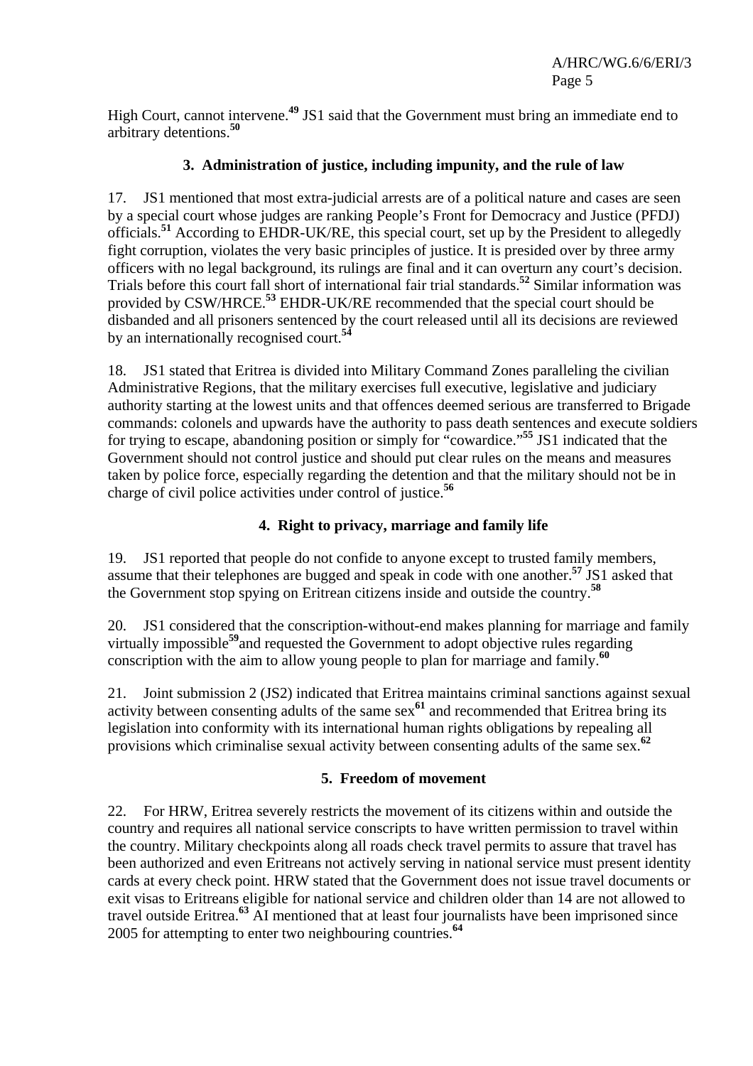High Court, cannot intervene.[49] JS1 said that the Government must bring an immediate end to arbitrary detentions.[50]

### 3. Administration of justice, including impunity, and the rule of law

17. JS1 mentioned that most extra-judicial arrests are of a political nature and cases are seen by a special court whose judges are ranking People's Front for Democracy and Justice (PFDJ) officials.[51] According to EHDR-UK/RE, this special court, set up by the President to allegedly fight corruption, violates the very basic principles of justice. It is presided over by three army officers with no legal background, its rulings are final and it can overturn any court's decision. Trials before this court fall short of international fair trial standards.[52] Similar information was provided by CSW/HRCE.[53] EHDR-UK/RE recommended that the special court should be disbanded and all prisoners sentenced by the court released until all its decisions are reviewed by an internationally recognised court.[54]

18. JS1 stated that Eritrea is divided into Military Command Zones paralleling the civilian Administrative Regions, that the military exercises full executive, legislative and judiciary authority starting at the lowest units and that offences deemed serious are transferred to Brigade commands: colonels and upwards have the authority to pass death sentences and execute soldiers for trying to escape, abandoning position or simply for "cowardice."[55] JS1 indicated that the Government should not control justice and should put clear rules on the means and measures taken by police force, especially regarding the detention and that the military should not be in charge of civil police activities under control of justice.[56]

### 4. Right to privacy, marriage and family life

19. JS1 reported that people do not confide to anyone except to trusted family members, assume that their telephones are bugged and speak in code with one another.[57] JS1 asked that the Government stop spying on Eritrean citizens inside and outside the country.[58]

20. JS1 considered that the conscription-without-end makes planning for marriage and family virtually impossible[59]and requested the Government to adopt objective rules regarding conscription with the aim to allow young people to plan for marriage and family.[60]

21. Joint submission 2 (JS2) indicated that Eritrea maintains criminal sanctions against sexual activity between consenting adults of the same sex[61] and recommended that Eritrea bring its legislation into conformity with its international human rights obligations by repealing all provisions which criminalise sexual activity between consenting adults of the same sex.[62]

### 5. Freedom of movement

22. For HRW, Eritrea severely restricts the movement of its citizens within and outside the country and requires all national service conscripts to have written permission to travel within the country. Military checkpoints along all roads check travel permits to assure that travel has been authorized and even Eritreans not actively serving in national service must present identity cards at every check point. HRW stated that the Government does not issue travel documents or exit visas to Eritreans eligible for national service and children older than 14 are not allowed to travel outside Eritrea.[63] AI mentioned that at least four journalists have been imprisoned since 2005 for attempting to enter two neighbouring countries.[64]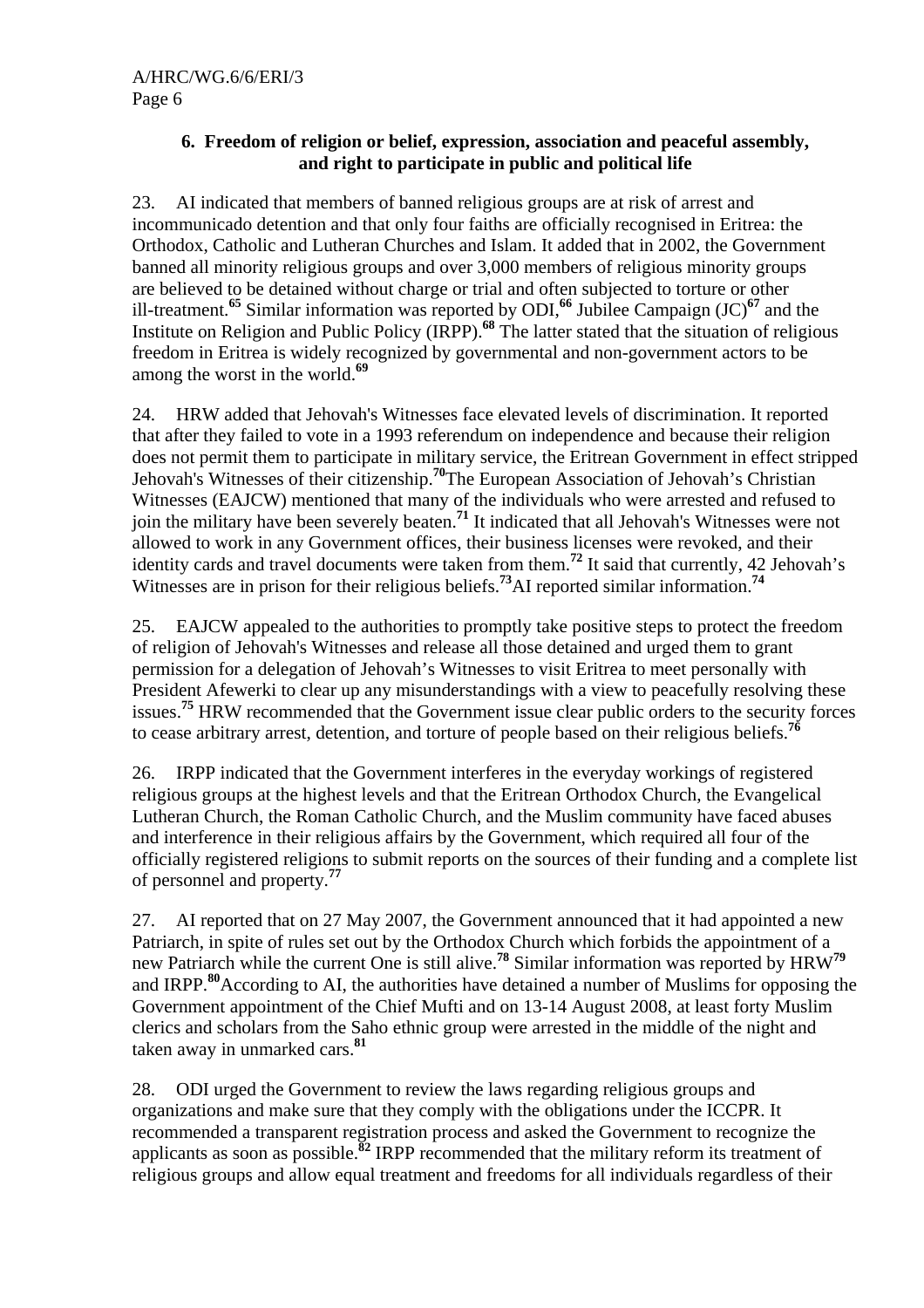### 6. Freedom of religion or belief, expression, association and peaceful assembly, and right to participate in public and political life

23. AI indicated that members of banned religious groups are at risk of arrest and incommunicado detention and that only four faiths are officially recognised in Eritrea: the Orthodox, Catholic and Lutheran Churches and Islam. It added that in 2002, the Government banned all minority religious groups and over 3,000 members of religious minority groups are believed to be detained without charge or trial and often subjected to torture or other ill-treatment.[65] Similar information was reported by ODI,[66] Jubilee Campaign (JC)[67] and the Institute on Religion and Public Policy (IRPP).[68] The latter stated that the situation of religious freedom in Eritrea is widely recognized by governmental and non-government actors to be among the worst in the world.[69]

24. HRW added that Jehovah's Witnesses face elevated levels of discrimination. It reported that after they failed to vote in a 1993 referendum on independence and because their religion does not permit them to participate in military service, the Eritrean Government in effect stripped Jehovah's Witnesses of their citizenship.[70]The European Association of Jehovah's Christian Witnesses (EAJCW) mentioned that many of the individuals who were arrested and refused to join the military have been severely beaten.[71] It indicated that all Jehovah's Witnesses were not allowed to work in any Government offices, their business licenses were revoked, and their identity cards and travel documents were taken from them.[72] It said that currently, 42 Jehovah's Witnesses are in prison for their religious beliefs.[73]AI reported similar information.[74]

25. EAJCW appealed to the authorities to promptly take positive steps to protect the freedom of religion of Jehovah's Witnesses and release all those detained and urged them to grant permission for a delegation of Jehovah's Witnesses to visit Eritrea to meet personally with President Afewerki to clear up any misunderstandings with a view to peacefully resolving these issues.[75] HRW recommended that the Government issue clear public orders to the security forces to cease arbitrary arrest, detention, and torture of people based on their religious beliefs.[76]

26. IRPP indicated that the Government interferes in the everyday workings of registered religious groups at the highest levels and that the Eritrean Orthodox Church, the Evangelical Lutheran Church, the Roman Catholic Church, and the Muslim community have faced abuses and interference in their religious affairs by the Government, which required all four of the officially registered religions to submit reports on the sources of their funding and a complete list of personnel and property.[77]

27. AI reported that on 27 May 2007, the Government announced that it had appointed a new Patriarch, in spite of rules set out by the Orthodox Church which forbids the appointment of a new Patriarch while the current One is still alive.[78] Similar information was reported by HRW[79] and IRPP.[80]According to AI, the authorities have detained a number of Muslims for opposing the Government appointment of the Chief Mufti and on 13-14 August 2008, at least forty Muslim clerics and scholars from the Saho ethnic group were arrested in the middle of the night and taken away in unmarked cars.[81]

28. ODI urged the Government to review the laws regarding religious groups and organizations and make sure that they comply with the obligations under the ICCPR. It recommended a transparent registration process and asked the Government to recognize the applicants as soon as possible.[82] IRPP recommended that the military reform its treatment of religious groups and allow equal treatment and freedoms for all individuals regardless of their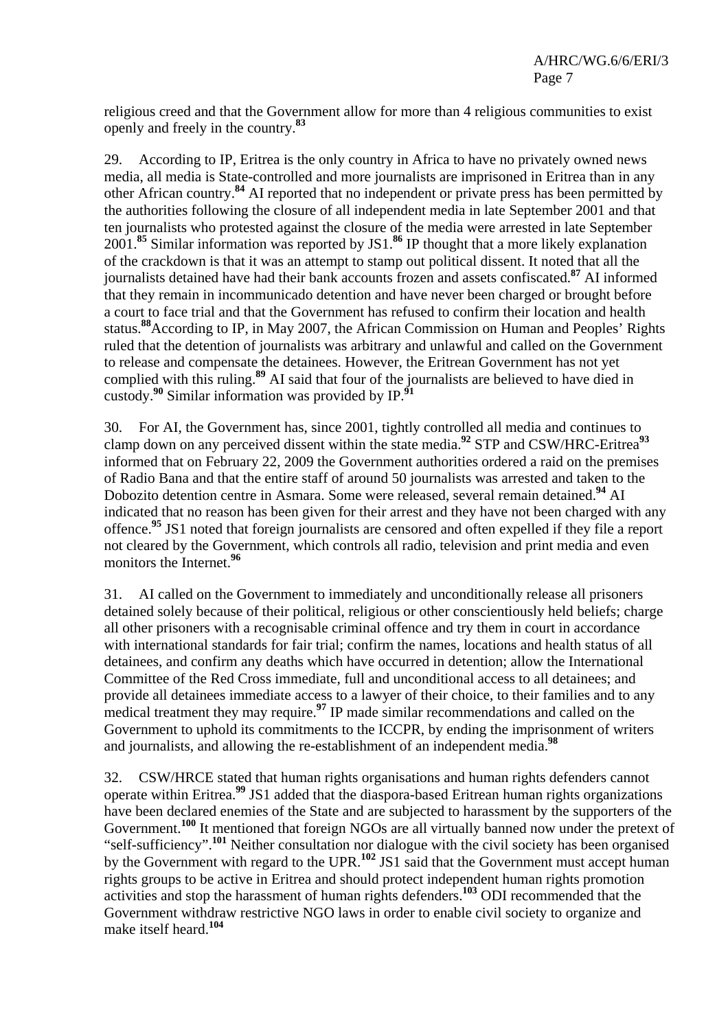religious creed and that the Government allow for more than 4 religious communities to exist openly and freely in the country.[83]

29. According to IP, Eritrea is the only country in Africa to have no privately owned news media, all media is State-controlled and more journalists are imprisoned in Eritrea than in any other African country.[84] AI reported that no independent or private press has been permitted by the authorities following the closure of all independent media in late September 2001 and that ten journalists who protested against the closure of the media were arrested in late September 2001.[85] Similar information was reported by JS1.[86] IP thought that a more likely explanation of the crackdown is that it was an attempt to stamp out political dissent. It noted that all the journalists detained have had their bank accounts frozen and assets confiscated.[87] AI informed that they remain in incommunicado detention and have never been charged or brought before a court to face trial and that the Government has refused to confirm their location and health status.[88]According to IP, in May 2007, the African Commission on Human and Peoples' Rights ruled that the detention of journalists was arbitrary and unlawful and called on the Government to release and compensate the detainees. However, the Eritrean Government has not yet complied with this ruling.[89] AI said that four of the journalists are believed to have died in custody.[90] Similar information was provided by IP.[91]

30. For AI, the Government has, since 2001, tightly controlled all media and continues to clamp down on any perceived dissent within the state media.[92] STP and CSW/HRC-Eritrea[93] informed that on February 22, 2009 the Government authorities ordered a raid on the premises of Radio Bana and that the entire staff of around 50 journalists was arrested and taken to the Dobozito detention centre in Asmara. Some were released, several remain detained.[94] AI indicated that no reason has been given for their arrest and they have not been charged with any offence.[95] JS1 noted that foreign journalists are censored and often expelled if they file a report not cleared by the Government, which controls all radio, television and print media and even monitors the Internet.[96]

31. AI called on the Government to immediately and unconditionally release all prisoners detained solely because of their political, religious or other conscientiously held beliefs; charge all other prisoners with a recognisable criminal offence and try them in court in accordance with international standards for fair trial; confirm the names, locations and health status of all detainees, and confirm any deaths which have occurred in detention; allow the International Committee of the Red Cross immediate, full and unconditional access to all detainees; and provide all detainees immediate access to a lawyer of their choice, to their families and to any medical treatment they may require.[97] IP made similar recommendations and called on the Government to uphold its commitments to the ICCPR, by ending the imprisonment of writers and journalists, and allowing the re-establishment of an independent media.[98]

32. CSW/HRCE stated that human rights organisations and human rights defenders cannot operate within Eritrea.[99] JS1 added that the diaspora-based Eritrean human rights organizations have been declared enemies of the State and are subjected to harassment by the supporters of the Government.[100] It mentioned that foreign NGOs are all virtually banned now under the pretext of "self-sufficiency".[101] Neither consultation nor dialogue with the civil society has been organised by the Government with regard to the UPR.[102] JS1 said that the Government must accept human rights groups to be active in Eritrea and should protect independent human rights promotion activities and stop the harassment of human rights defenders.[103] ODI recommended that the Government withdraw restrictive NGO laws in order to enable civil society to organize and make itself heard.[104]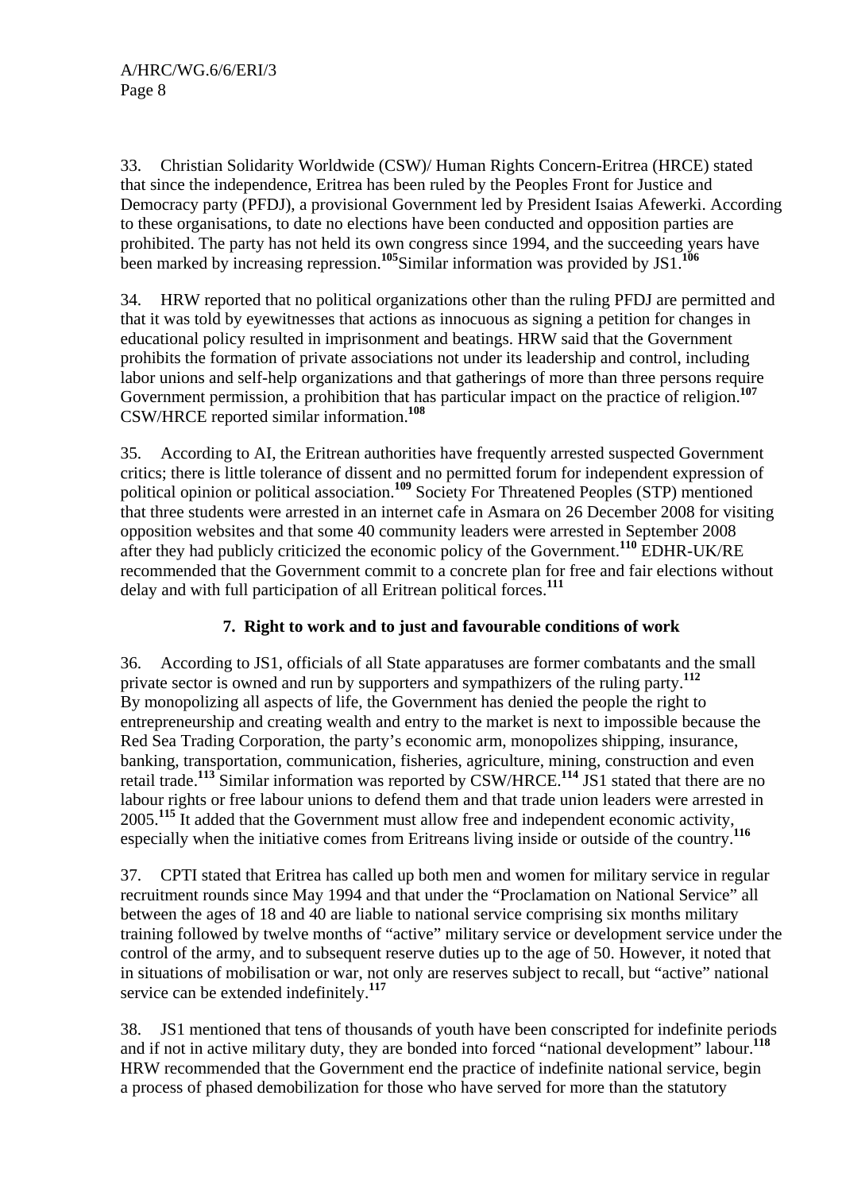33. Christian Solidarity Worldwide (CSW)/ Human Rights Concern-Eritrea (HRCE) stated that since the independence, Eritrea has been ruled by the Peoples Front for Justice and Democracy party (PFDJ), a provisional Government led by President Isaias Afewerki. According to these organisations, to date no elections have been conducted and opposition parties are prohibited. The party has not held its own congress since 1994, and the succeeding years have been marked by increasing repression.[105] Similar information was provided by JS1.[106]

34. HRW reported that no political organizations other than the ruling PFDJ are permitted and that it was told by eyewitnesses that actions as innocuous as signing a petition for changes in educational policy resulted in imprisonment and beatings. HRW said that the Government prohibits the formation of private associations not under its leadership and control, including labor unions and self-help organizations and that gatherings of more than three persons require Government permission, a prohibition that has particular impact on the practice of religion.[107] CSW/HRCE reported similar information.[108]

35. According to AI, the Eritrean authorities have frequently arrested suspected Government critics; there is little tolerance of dissent and no permitted forum for independent expression of political opinion or political association.[109] Society For Threatened Peoples (STP) mentioned that three students were arrested in an internet cafe in Asmara on 26 December 2008 for visiting opposition websites and that some 40 community leaders were arrested in September 2008 after they had publicly criticized the economic policy of the Government.[110] EDHR-UK/RE recommended that the Government commit to a concrete plan for free and fair elections without delay and with full participation of all Eritrean political forces.[111]

### 7. Right to work and to just and favourable conditions of work

36. According to JS1, officials of all State apparatuses are former combatants and the small private sector is owned and run by supporters and sympathizers of the ruling party.[112] By monopolizing all aspects of life, the Government has denied the people the right to entrepreneurship and creating wealth and entry to the market is next to impossible because the Red Sea Trading Corporation, the party's economic arm, monopolizes shipping, insurance, banking, transportation, communication, fisheries, agriculture, mining, construction and even retail trade.[113] Similar information was reported by CSW/HRCE.[114] JS1 stated that there are no labour rights or free labour unions to defend them and that trade union leaders were arrested in 2005.[115] It added that the Government must allow free and independent economic activity, especially when the initiative comes from Eritreans living inside or outside of the country.[116]

37. CPTI stated that Eritrea has called up both men and women for military service in regular recruitment rounds since May 1994 and that under the "Proclamation on National Service" all between the ages of 18 and 40 are liable to national service comprising six months military training followed by twelve months of "active" military service or development service under the control of the army, and to subsequent reserve duties up to the age of 50. However, it noted that in situations of mobilisation or war, not only are reserves subject to recall, but "active" national service can be extended indefinitely.[117]

38. JS1 mentioned that tens of thousands of youth have been conscripted for indefinite periods and if not in active military duty, they are bonded into forced "national development" labour.[118] HRW recommended that the Government end the practice of indefinite national service, begin a process of phased demobilization for those who have served for more than the statutory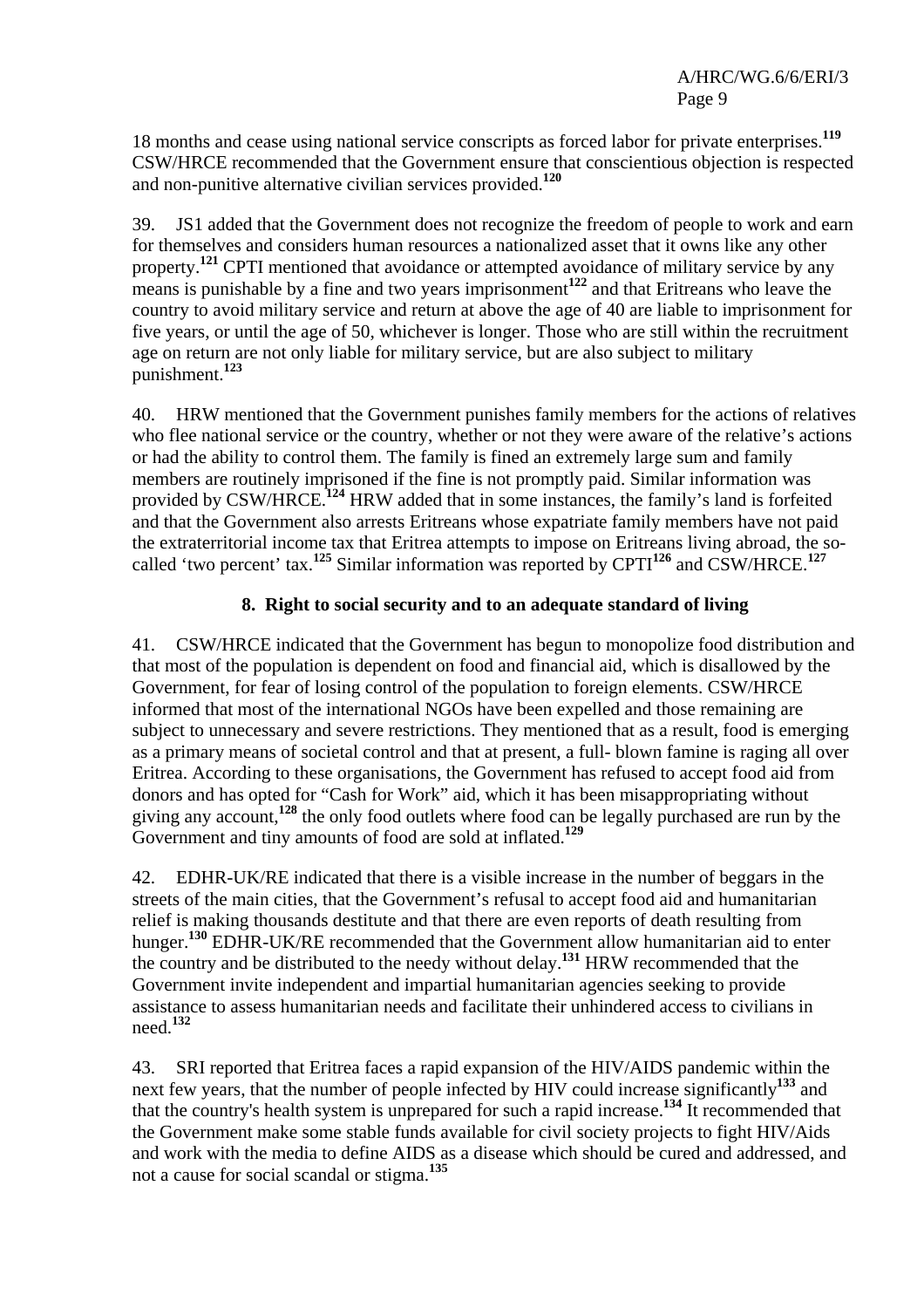18 months and cease using national service conscripts as forced labor for private enterprises.[119] CSW/HRCE recommended that the Government ensure that conscientious objection is respected and non-punitive alternative civilian services provided.[120]

39. JS1 added that the Government does not recognize the freedom of people to work and earn for themselves and considers human resources a nationalized asset that it owns like any other property.[121] CPTI mentioned that avoidance or attempted avoidance of military service by any means is punishable by a fine and two years imprisonment[122] and that Eritreans who leave the country to avoid military service and return at above the age of 40 are liable to imprisonment for five years, or until the age of 50, whichever is longer. Those who are still within the recruitment age on return are not only liable for military service, but are also subject to military punishment.[123]

40. HRW mentioned that the Government punishes family members for the actions of relatives who flee national service or the country, whether or not they were aware of the relative's actions or had the ability to control them. The family is fined an extremely large sum and family members are routinely imprisoned if the fine is not promptly paid. Similar information was provided by CSW/HRCE.[124] HRW added that in some instances, the family's land is forfeited and that the Government also arrests Eritreans whose expatriate family members have not paid the extraterritorial income tax that Eritrea attempts to impose on Eritreans living abroad, the so-called 'two percent' tax.[125] Similar information was reported by CPTI[126] and CSW/HRCE.[127]

### 8. Right to social security and to an adequate standard of living

41. CSW/HRCE indicated that the Government has begun to monopolize food distribution and that most of the population is dependent on food and financial aid, which is disallowed by the Government, for fear of losing control of the population to foreign elements. CSW/HRCE informed that most of the international NGOs have been expelled and those remaining are subject to unnecessary and severe restrictions. They mentioned that as a result, food is emerging as a primary means of societal control and that at present, a full- blown famine is raging all over Eritrea. According to these organisations, the Government has refused to accept food aid from donors and has opted for "Cash for Work" aid, which it has been misappropriating without giving any account,[128] the only food outlets where food can be legally purchased are run by the Government and tiny amounts of food are sold at inflated.[129]

42. EDHR-UK/RE indicated that there is a visible increase in the number of beggars in the streets of the main cities, that the Government's refusal to accept food aid and humanitarian relief is making thousands destitute and that there are even reports of death resulting from hunger.[130] EDHR-UK/RE recommended that the Government allow humanitarian aid to enter the country and be distributed to the needy without delay.[131] HRW recommended that the Government invite independent and impartial humanitarian agencies seeking to provide assistance to assess humanitarian needs and facilitate their unhindered access to civilians in need.[132]

43. SRI reported that Eritrea faces a rapid expansion of the HIV/AIDS pandemic within the next few years, that the number of people infected by HIV could increase significantly[133] and that the country's health system is unprepared for such a rapid increase.[134] It recommended that the Government make some stable funds available for civil society projects to fight HIV/Aids and work with the media to define AIDS as a disease which should be cured and addressed, and not a cause for social scandal or stigma.[135]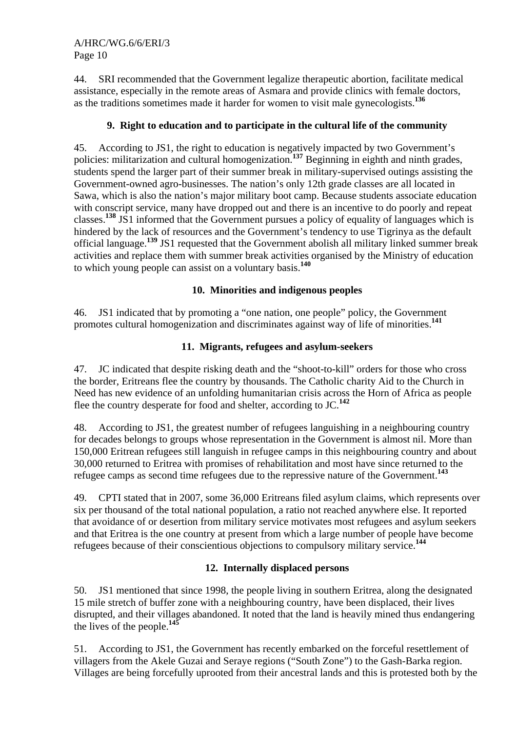44. SRI recommended that the Government legalize therapeutic abortion, facilitate medical assistance, especially in the remote areas of Asmara and provide clinics with female doctors, as the traditions sometimes made it harder for women to visit male gynecologists.[136]

### 9. Right to education and to participate in the cultural life of the community

45. According to JS1, the right to education is negatively impacted by two Government's policies: militarization and cultural homogenization.[137] Beginning in eighth and ninth grades, students spend the larger part of their summer break in military-supervised outings assisting the Government-owned agro-businesses. The nation's only 12th grade classes are all located in Sawa, which is also the nation's major military boot camp. Because students associate education with conscript service, many have dropped out and there is an incentive to do poorly and repeat classes.[138] JS1 informed that the Government pursues a policy of equality of languages which is hindered by the lack of resources and the Government's tendency to use Tigrinya as the default official language.[139] JS1 requested that the Government abolish all military linked summer break activities and replace them with summer break activities organised by the Ministry of education to which young people can assist on a voluntary basis.[140]

### 10. Minorities and indigenous peoples

46. JS1 indicated that by promoting a "one nation, one people" policy, the Government promotes cultural homogenization and discriminates against way of life of minorities.[141]

### 11. Migrants, refugees and asylum-seekers

47. JC indicated that despite risking death and the "shoot-to-kill" orders for those who cross the border, Eritreans flee the country by thousands. The Catholic charity Aid to the Church in Need has new evidence of an unfolding humanitarian crisis across the Horn of Africa as people flee the country desperate for food and shelter, according to JC.[142]

48. According to JS1, the greatest number of refugees languishing in a neighbouring country for decades belongs to groups whose representation in the Government is almost nil. More than 150,000 Eritrean refugees still languish in refugee camps in this neighbouring country and about 30,000 returned to Eritrea with promises of rehabilitation and most have since returned to the refugee camps as second time refugees due to the repressive nature of the Government.[143]

49. CPTI stated that in 2007, some 36,000 Eritreans filed asylum claims, which represents over six per thousand of the total national population, a ratio not reached anywhere else. It reported that avoidance of or desertion from military service motivates most refugees and asylum seekers and that Eritrea is the one country at present from which a large number of people have become refugees because of their conscientious objections to compulsory military service.[144]

### 12. Internally displaced persons

50. JS1 mentioned that since 1998, the people living in southern Eritrea, along the designated 15 mile stretch of buffer zone with a neighbouring country, have been displaced, their lives disrupted, and their villages abandoned. It noted that the land is heavily mined thus endangering the lives of the people.[145]

51. According to JS1, the Government has recently embarked on the forceful resettlement of villagers from the Akele Guzai and Seraye regions ("South Zone") to the Gash-Barka region. Villages are being forcefully uprooted from their ancestral lands and this is protested both by the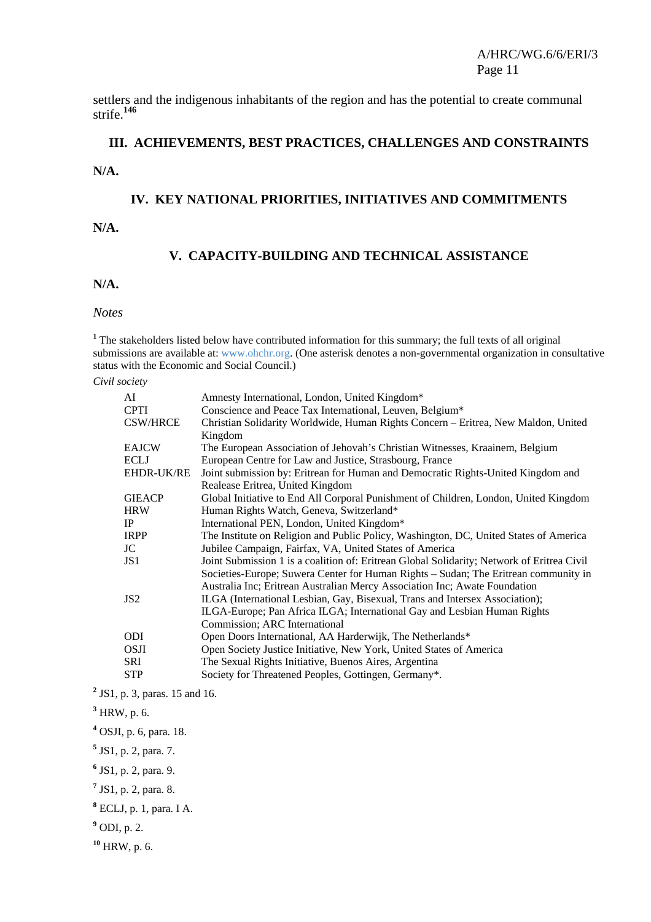settlers and the indigenous inhabitants of the region and has the potential to create communal strife.[146]

## III. ACHIEVEMENTS, BEST PRACTICES, CHALLENGES AND CONSTRAINTS

**N/A.**

## IV. KEY NATIONAL PRIORITIES, INITIATIVES AND COMMITMENTS

**N/A.**

## V. CAPACITY-BUILDING AND TECHNICAL ASSISTANCE

**N/A.**

*Notes*

[1] The stakeholders listed below have contributed information for this summary; the full texts of all original submissions are available at: www.ohchr.org. (One asterisk denotes a non-governmental organization in consultative status with the Economic and Social Council.)

*Civil society*

| | |
|---|---|
| AI | Amnesty International, London, United Kingdom* |
| CPTI | Conscience and Peace Tax International, Leuven, Belgium* |
| CSW/HRCE | Christian Solidarity Worldwide, Human Rights Concern – Eritrea, New Maldon, United Kingdom |
| EAJCW | The European Association of Jehovah's Christian Witnesses, Kraainem, Belgium |
| ECLJ | European Centre for Law and Justice, Strasbourg, France |
| EHDR-UK/RE | Joint submission by: Eritrean for Human and Democratic Rights-United Kingdom and Realease Eritrea, United Kingdom |
| GIEACP | Global Initiative to End All Corporal Punishment of Children, London, United Kingdom |
| HRW | Human Rights Watch, Geneva, Switzerland* |
| IP | International PEN, London, United Kingdom* |
| IRPP | The Institute on Religion and Public Policy, Washington, DC, United States of America |
| JC | Jubilee Campaign, Fairfax, VA, United States of America |
| JS1 | Joint Submission 1 is a coalition of: Eritrean Global Solidarity; Network of Eritrea Civil Societies-Europe; Suwera Center for Human Rights – Sudan; The Eritrean community in Australia Inc; Eritrean Australian Mercy Association Inc; Awate Foundation |
| JS2 | ILGA (International Lesbian, Gay, Bisexual, Trans and Intersex Association); ILGA-Europe; Pan Africa ILGA; International Gay and Lesbian Human Rights Commission; ARC International |
| ODI | Open Doors International, AA Harderwijk, The Netherlands* |
| OSJI | Open Society Justice Initiative, New York, United States of America |
| SRI | The Sexual Rights Initiative, Buenos Aires, Argentina |
| STP | Society for Threatened Peoples, Gottingen, Germany*. |

[2] JS1, p. 3, paras. 15 and 16.

[3] HRW, p. 6.

[4] OSJI, p. 6, para. 18.

[5] JS1, p. 2, para. 7.

[6] JS1, p. 2, para. 9.

[7] JS1, p. 2, para. 8.

[8] ECLJ, p. 1, para. I A.

[9] ODI, p. 2.

[10] HRW, p. 6.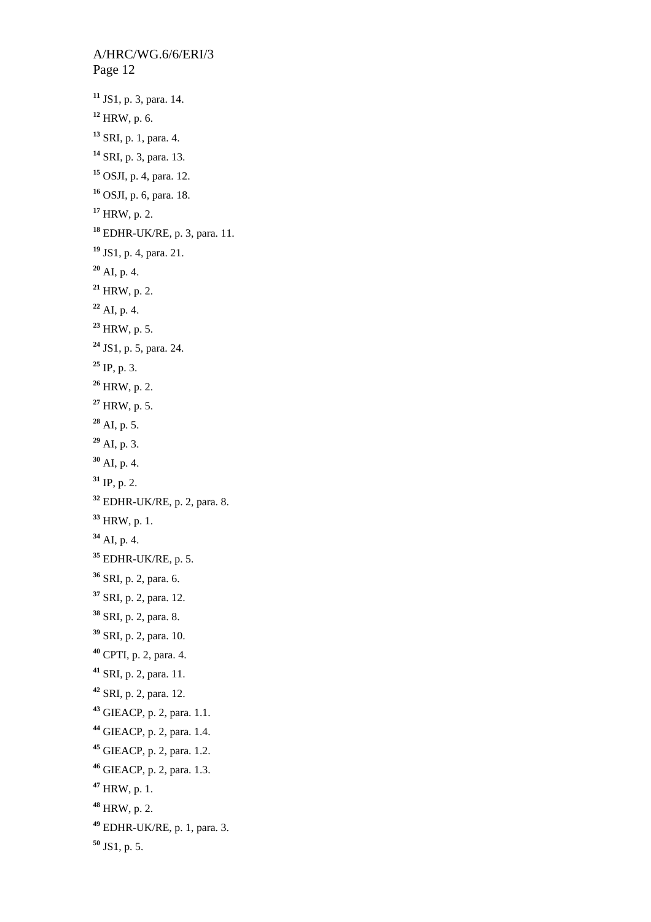[11] JS1, p. 3, para. 14.

[12] HRW, p. 6.

[13] SRI, p. 1, para. 4.

[14] SRI, p. 3, para. 13.

[15] OSJI, p. 4, para. 12.

[16] OSJI, p. 6, para. 18.

[17] HRW, p. 2.

[18] EDHR-UK/RE, p. 3, para. 11.

[19] JS1, p. 4, para. 21.

[20] AI, p. 4.

[21] HRW, p. 2.

[22] AI, p. 4.

[23] HRW, p. 5.

[24] JS1, p. 5, para. 24.

[25] IP, p. 3.

[26] HRW, p. 2.

[27] HRW, p. 5.

[28] AI, p. 5.

[29] AI, p. 3.

[30] AI, p. 4.

[31] IP, p. 2.

[32] EDHR-UK/RE, p. 2, para. 8.

[33] HRW, p. 1.

[34] AI, p. 4.

[35] EDHR-UK/RE, p. 5.

[36] SRI, p. 2, para. 6.

[37] SRI, p. 2, para. 12.

[38] SRI, p. 2, para. 8.

[39] SRI, p. 2, para. 10.

[40] CPTI, p. 2, para. 4.

[41] SRI, p. 2, para. 11.

[42] SRI, p. 2, para. 12.

[43] GIEACP, p. 2, para. 1.1.

[44] GIEACP, p. 2, para. 1.4.

[45] GIEACP, p. 2, para. 1.2.

[46] GIEACP, p. 2, para. 1.3.

[47] HRW, p. 1.

[48] HRW, p. 2.

[49] EDHR-UK/RE, p. 1, para. 3.

[50] JS1, p. 5.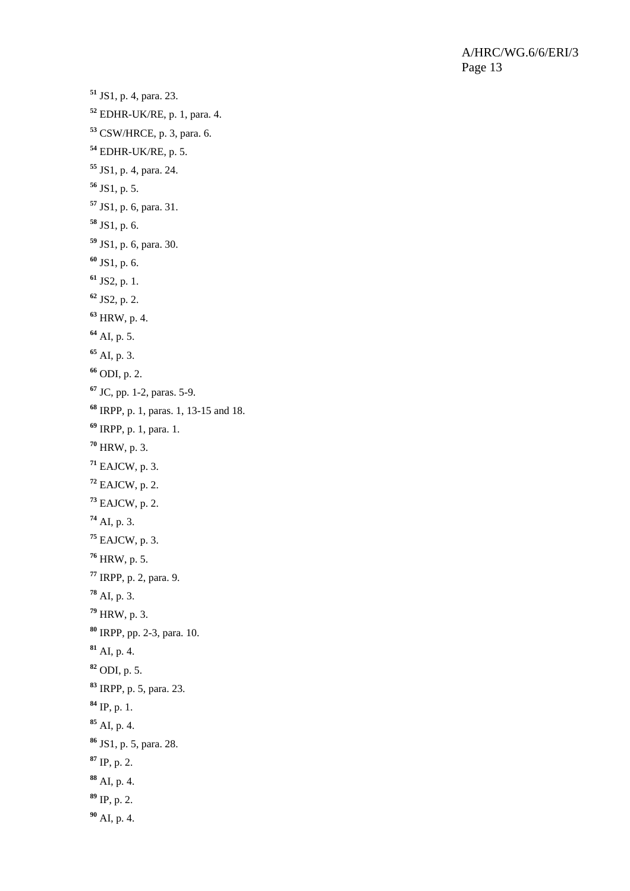[51] JS1, p. 4, para. 23.

[52] EDHR-UK/RE, p. 1, para. 4.

[53] CSW/HRCE, p. 3, para. 6.

[54] EDHR-UK/RE, p. 5.

[55] JS1, p. 4, para. 24.

[56] JS1, p. 5.

[57] JS1, p. 6, para. 31.

[58] JS1, p. 6.

[59] JS1, p. 6, para. 30.

[60] JS1, p. 6.

[61] JS2, p. 1.

[62] JS2, p. 2.

[63] HRW, p. 4.

[64] AI, p. 5.

[65] AI, p. 3.

[66] ODI, p. 2.

[67] JC, pp. 1-2, paras. 5-9.

[68] IRPP, p. 1, paras. 1, 13-15 and 18.

[69] IRPP, p. 1, para. 1.

[70] HRW, p. 3.

[71] EAJCW, p. 3.

[72] EAJCW, p. 2.

[73] EAJCW, p. 2.

[74] AI, p. 3.

[75] EAJCW, p. 3.

[76] HRW, p. 5.

[77] IRPP, p. 2, para. 9.

[78] AI, p. 3.

[79] HRW, p. 3.

[80] IRPP, pp. 2-3, para. 10.

[81] AI, p. 4.

[82] ODI, p. 5.

[83] IRPP, p. 5, para. 23.

[84] IP, p. 1.

[85] AI, p. 4.

[86] JS1, p. 5, para. 28.

[87] IP, p. 2.

[88] AI, p. 4.

[89] IP, p. 2.

[90] AI, p. 4.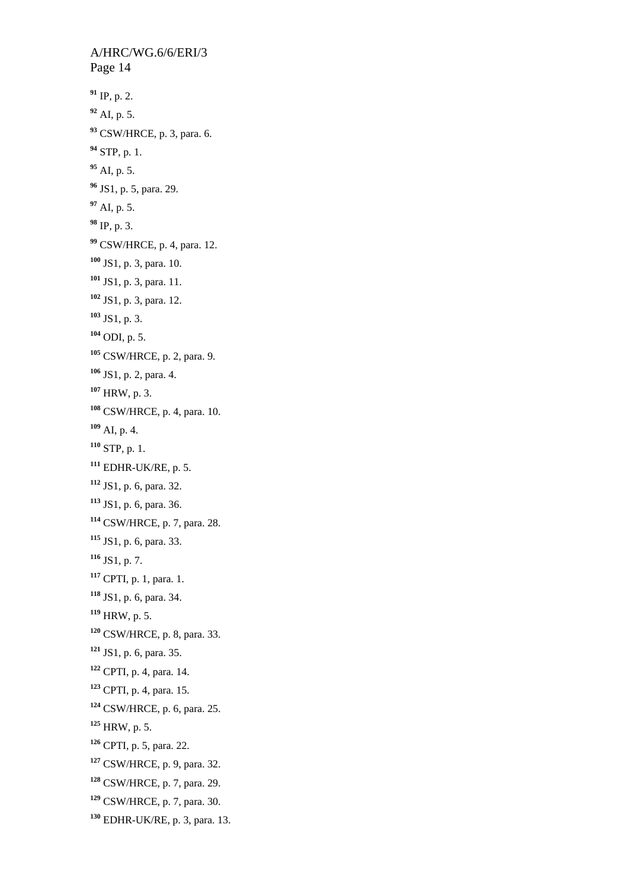[91] IP, p. 2.

[92] AI, p. 5.

[93] CSW/HRCE, p. 3, para. 6.

[94] STP, p. 1.

[95] AI, p. 5.

[96] JS1, p. 5, para. 29.

[97] AI, p. 5.

[98] IP, p. 3.

[99] CSW/HRCE, p. 4, para. 12.

[100] JS1, p. 3, para. 10.

[101] JS1, p. 3, para. 11.

[102] JS1, p. 3, para. 12.

[103] JS1, p. 3.

[104] ODI, p. 5.

[105] CSW/HRCE, p. 2, para. 9.

[106] JS1, p. 2, para. 4.

[107] HRW, p. 3.

[108] CSW/HRCE, p. 4, para. 10.

[109] AI, p. 4.

[110] STP, p. 1.

[111] EDHR-UK/RE, p. 5.

[112] JS1, p. 6, para. 32.

[113] JS1, p. 6, para. 36.

[114] CSW/HRCE, p. 7, para. 28.

[115] JS1, p. 6, para. 33.

[116] JS1, p. 7.

[117] CPTI, p. 1, para. 1.

[118] JS1, p. 6, para. 34.

[119] HRW, p. 5.

[120] CSW/HRCE, p. 8, para. 33.

[121] JS1, p. 6, para. 35.

[122] CPTI, p. 4, para. 14.

[123] CPTI, p. 4, para. 15.

[124] CSW/HRCE, p. 6, para. 25.

[125] HRW, p. 5.

[126] CPTI, p. 5, para. 22.

[127] CSW/HRCE, p. 9, para. 32.

[128] CSW/HRCE, p. 7, para. 29.

[129] CSW/HRCE, p. 7, para. 30.

[130] EDHR-UK/RE, p. 3, para. 13.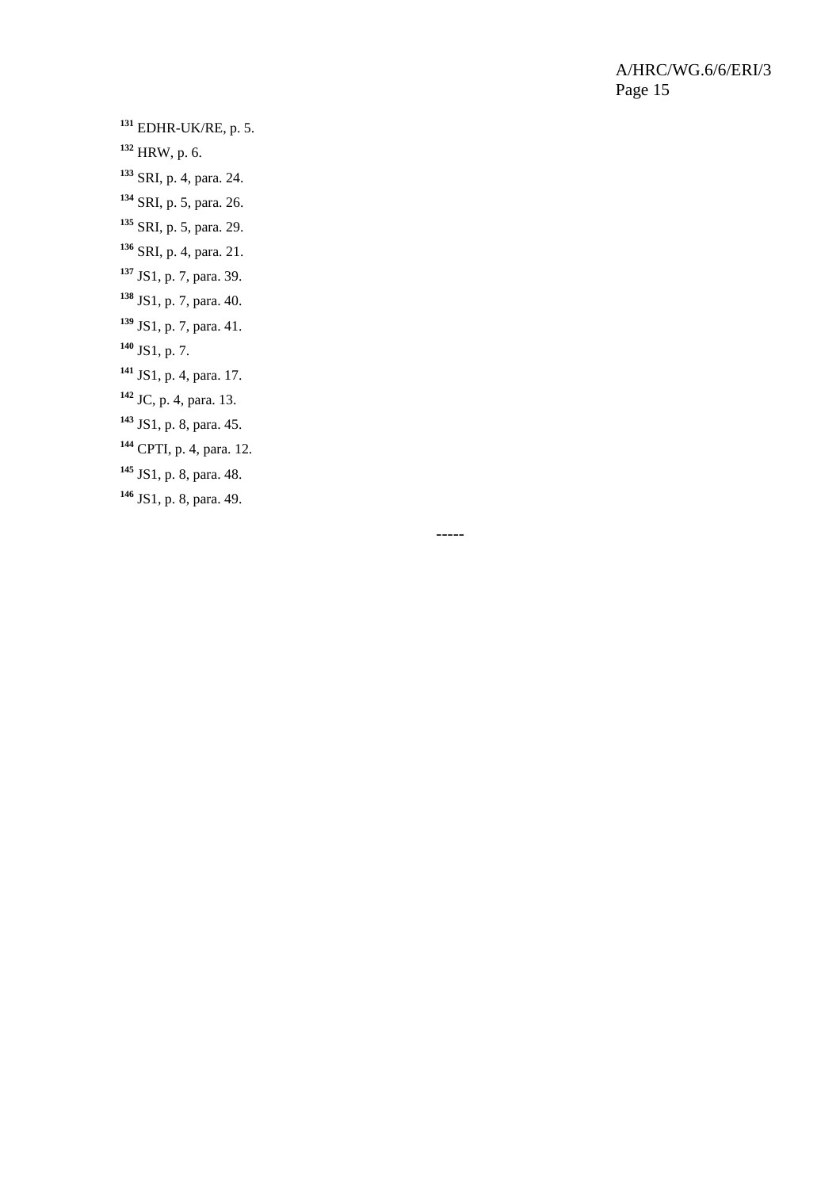[131] EDHR-UK/RE, p. 5.

[132] HRW, p. 6.

[133] SRI, p. 4, para. 24.

[134] SRI, p. 5, para. 26.

[135] SRI, p. 5, para. 29.

[136] SRI, p. 4, para. 21.

[137] JS1, p. 7, para. 39.

[138] JS1, p. 7, para. 40.

[139] JS1, p. 7, para. 41.

[140] JS1, p. 7.

[141] JS1, p. 4, para. 17.

[142] JC, p. 4, para. 13.

[143] JS1, p. 8, para. 45.

[144] CPTI, p. 4, para. 12.

[145] JS1, p. 8, para. 48.

[146] JS1, p. 8, para. 49.

-----